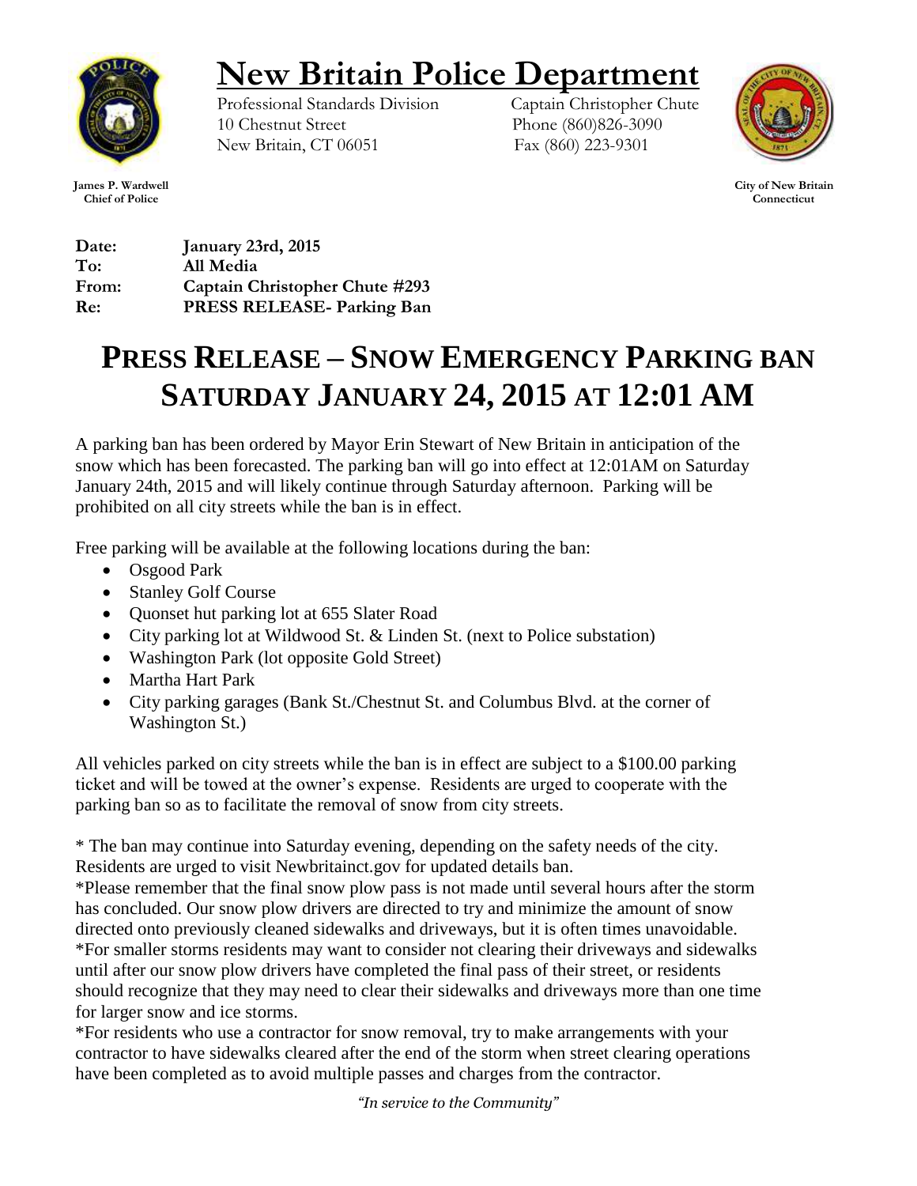# New Britain Police Department

Professional Standards Division
10 Chestnut Street
New Britain, CT 06051

Captain Christopher Chute
Phone (860)826-3090
Fax (860) 223-9301

**James P. Wardwell**
**Chief of Police**

**City of New Britain**
**Connecticut**

**Date:** **January 23rd, 2015**
**To:** **All Media**
**From:** **Captain Christopher Chute #293**
**Re:** **PRESS RELEASE- Parking Ban**

# PRESS RELEASE – SNOW EMERGENCY PARKING BAN SATURDAY JANUARY 24, 2015 AT 12:01 AM

A parking ban has been ordered by Mayor Erin Stewart of New Britain in anticipation of the snow which has been forecasted. The parking ban will go into effect at 12:01AM on Saturday January 24th, 2015 and will likely continue through Saturday afternoon. Parking will be prohibited on all city streets while the ban is in effect.

Free parking will be available at the following locations during the ban:

- Osgood Park
- Stanley Golf Course
- Quonset hut parking lot at 655 Slater Road
- City parking lot at Wildwood St. & Linden St. (next to Police substation)
- Washington Park (lot opposite Gold Street)
- Martha Hart Park
- City parking garages (Bank St./Chestnut St. and Columbus Blvd. at the corner of Washington St.)

All vehicles parked on city streets while the ban is in effect are subject to a $100.00 parking ticket and will be towed at the owner's expense. Residents are urged to cooperate with the parking ban so as to facilitate the removal of snow from city streets.

* The ban may continue into Saturday evening, depending on the safety needs of the city. Residents are urged to visit Newbritainct.gov for updated details ban.
*Please remember that the final snow plow pass is not made until several hours after the storm has concluded. Our snow plow drivers are directed to try and minimize the amount of snow directed onto previously cleaned sidewalks and driveways, but it is often times unavoidable.
*For smaller storms residents may want to consider not clearing their driveways and sidewalks until after our snow plow drivers have completed the final pass of their street, or residents should recognize that they may need to clear their sidewalks and driveways more than one time for larger snow and ice storms.
*For residents who use a contractor for snow removal, try to make arrangements with your contractor to have sidewalks cleared after the end of the storm when street clearing operations have been completed as to avoid multiple passes and charges from the contractor.

*"In service to the Community"*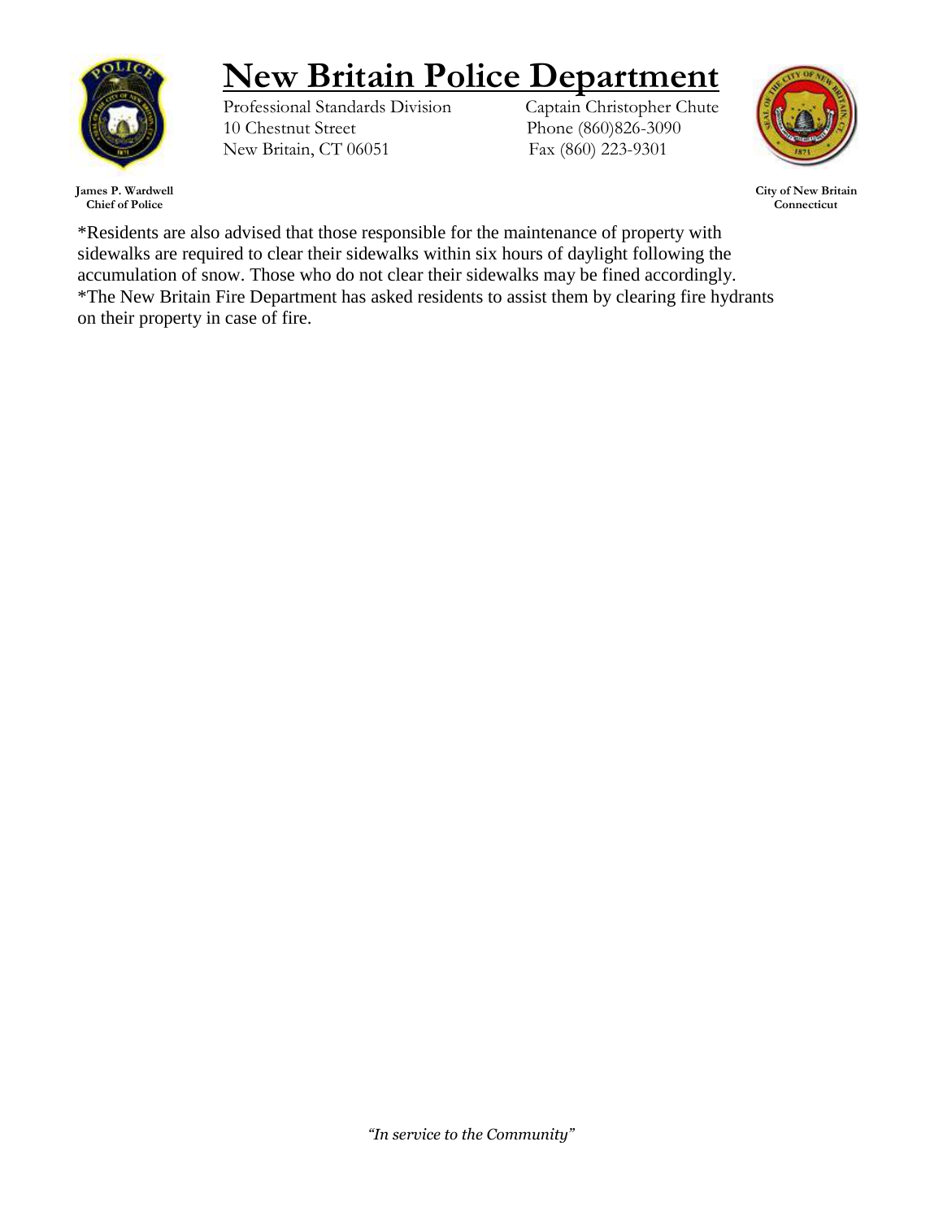*Residents are also advised that those responsible for the maintenance of property with sidewalks are required to clear their sidewalks within six hours of daylight following the accumulation of snow. Those who do not clear their sidewalks may be fined accordingly.
*The New Britain Fire Department has asked residents to assist them by clearing fire hydrants on their property in case of fire.